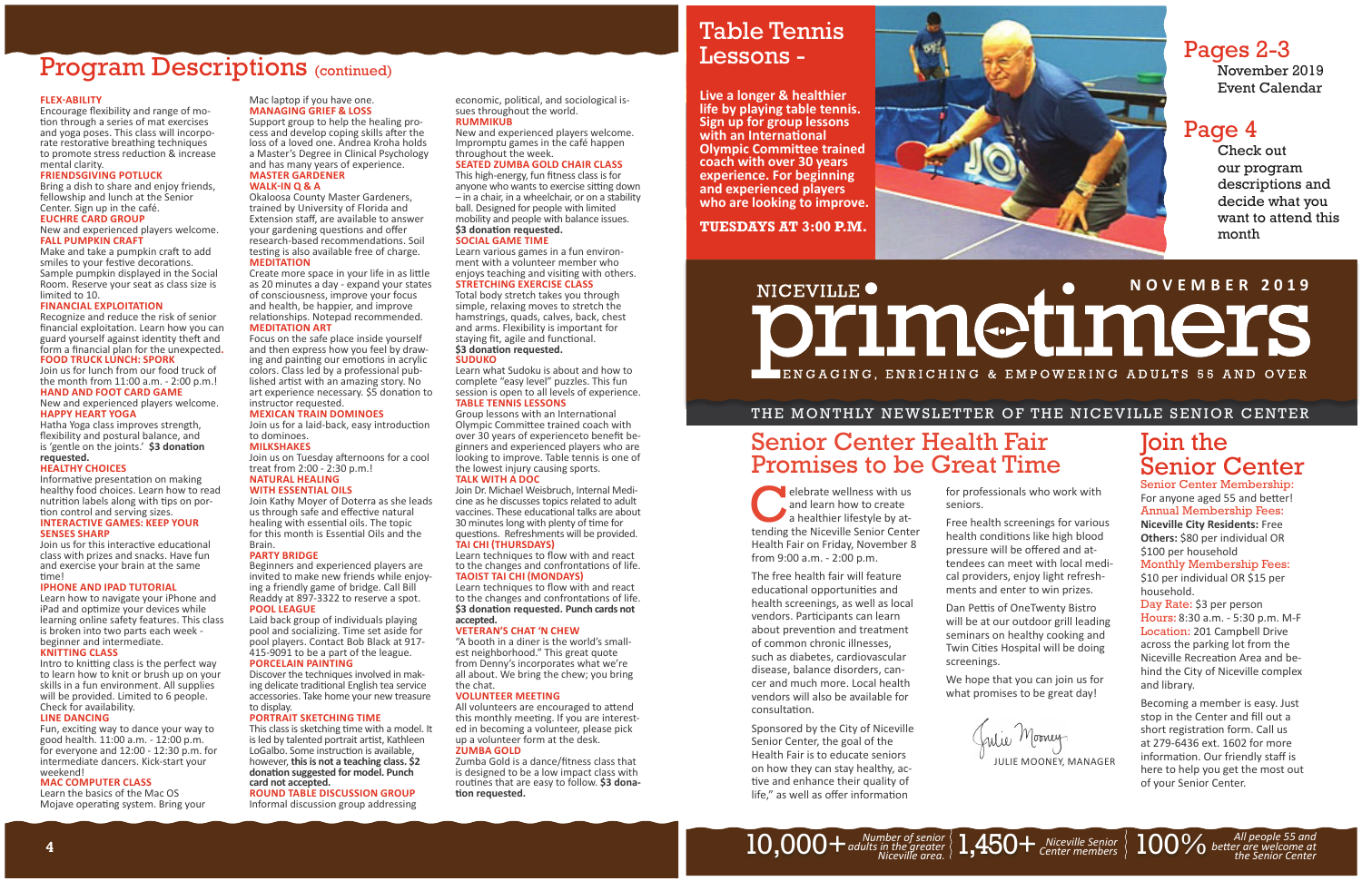# Program Descriptions (continued)

**FLEX-ABILITY**
Encourage flexibility and range of motion through a series of mat exercises and yoga poses. This class will incorporate restorative breathing techniques to promote stress reduction & increase mental clarity.

**FRIENDSGIVING POTLUCK**
Bring a dish to share and enjoy friends, fellowship and lunch at the Senior Center. Sign up in the café.

**EUCHRE CARD GROUP**
New and experienced players welcome.

**FALL PUMPKIN CRAFT**
Make and take a pumpkin craft to add smiles to your festive decorations. Sample pumpkin displayed in the Social Room. Reserve your seat as class size is limited to 10.

**FINANCIAL EXPLOITATION**
Recognize and reduce the risk of senior financial exploitation. Learn how you can guard yourself against identity theft and form a financial plan for the unexpected.

**FOOD TRUCK LUNCH: SPORK**
Join us for lunch from our food truck of the month from 11:00 a.m. - 2:00 p.m.!

**HAND AND FOOT CARD GAME**
New and experienced players welcome.

**HAPPY HEART YOGA**
Hatha Yoga class improves strength, flexibility and postural balance, and is 'gentle on the joints.' **$3 donation requested.**

**HEALTHY CHOICES**
Informative presentation on making healthy food choices. Learn how to read nutrition labels along with tips on portion control and serving sizes.

**INTERACTIVE GAMES: KEEP YOUR SENSES SHARP**
Join us for this interactive educational class with prizes and snacks. Have fun and exercise your brain at the same time!

**IPHONE AND IPAD TUTORIAL**
Learn how to navigate your iPhone and iPad and optimize your devices while learning online safety features. This class is broken into two parts each week - beginner and intermediate.

**KNITTING CLASS**
Intro to knitting class is the perfect way to learn how to knit or brush up on your skills in a fun environment. All supplies will be provided. Limited to 6 people. Check for availability.

**LINE DANCING**
Fun, exciting way to dance your way to good health. 11:00 a.m. - 12:00 p.m. for everyone and 12:00 - 12:30 p.m. for intermediate dancers. Kick-start your weekend!

**MAC COMPUTER CLASS**
Learn the basics of the Mac OS Mojave operating system. Bring your Mac laptop if you have one.

**MANAGING GRIEF & LOSS**
Support group to help the healing process and develop coping skills after the loss of a loved one. Andrea Kroha holds a Master's Degree in Clinical Psychology and has many years of experience.

**MASTER GARDENER WALK-IN Q & A**
Okaloosa County Master Gardeners, trained by University of Florida and Extension staff, are available to answer your gardening questions and offer research-based recommendations. Soil testing is also available free of charge.

**MEDITATION**
Create more space in your life in as little as 20 minutes a day - expand your states of consciousness, improve your focus and health, be happier, and improve relationships. Notepad recommended.

**MEDITATION ART**
Focus on the safe place inside yourself and then express how you feel by drawing and painting our emotions in acrylic colors. Class led by a professional published artist with an amazing story. No art experience necessary. $5 donation to instructor requested.

**MEXICAN TRAIN DOMINOES**
Join us for a laid-back, easy introduction to dominoes.

**MILKSHAKES**
Join us on Tuesday afternoons for a cool treat from 2:00 - 2:30 p.m.!

**NATURAL HEALING WITH ESSENTIAL OILS**
Join Kathy Moyer of Doterra as she leads us through safe and effective natural healing with essential oils. The topic for this month is Essential Oils and the Brain.

**PARTY BRIDGE**
Beginners and experienced players are invited to make new friends while enjoying a friendly game of bridge. Call Bill Readdy at 897-3322 to reserve a spot.

**POOL LEAGUE**
Laid back group of individuals playing pool and socializing. Time set aside for pool players. Contact Bob Black at 917-415-9091 to be a part of the league.

**PORCELAIN PAINTING**
Discover the techniques involved in making delicate traditional English tea service accessories. Take home your new treasure to display.

**PORTRAIT SKETCHING TIME**
This class is sketching time with a model. It is led by talented portrait artist, Kathleen LoGalbo. Some instruction is available, however, **this is not a teaching class. $2 donation suggested for model. Punch card not accepted.**

**ROUND TABLE DISCUSSION GROUP**
Informal discussion group addressing economic, political, and sociological issues throughout the world.

**RUMMIKUB**
New and experienced players welcome. Impromptu games in the café happen throughout the week.

**SEATED ZUMBA GOLD CHAIR CLASS**
This high-energy, fun fitness class is for anyone who wants to exercise sitting down – in a chair, in a wheelchair, or on a stability ball. Designed for people with limited mobility and people with balance issues. **$3 donation requested.**

**SOCIAL GAME TIME**
Learn various games in a fun environment with a volunteer member who enjoys teaching and visiting with others.

**STRETCHING EXERCISE CLASS**
Total body stretch takes you through simple, relaxing moves to stretch the hamstrings, quads, calves, back, chest and arms. Flexibility is important for staying fit, agile and functional. **$3 donation requested.**

**SUDUKO**
Learn what Sudoku is about and how to complete "easy level" puzzles. This fun session is open to all levels of experience.

**TABLE TENNIS LESSONS**
Group lessons with an International Olympic Committee trained coach with over 30 years of experienceto benefit beginners and experienced players who are looking to improve. Table tennis is one of the lowest injury causing sports.

**TALK WITH A DOC**
Join Dr. Michael Weisbruch, Internal Medicine as he discusses topics related to adult vaccines. These educational talks are about 30 minutes long with plenty of time for questions. Refreshments will be provided.

**TAI CHI (THURSDAYS)**
Learn techniques to flow with and react to the changes and confrontations of life.

**TAOIST TAI CHI (MONDAYS)**
Learn techniques to flow with and react to the changes and confrontations of life. **$3 donation requested. Punch cards not accepted.**

**VETERAN'S CHAT 'N CHEW**
"A booth in a diner is the world's smallest neighborhood." This great quote from Denny's incorporates what we're all about. We bring the chew; you bring the chat.

**VOLUNTEER MEETING**
All volunteers are encouraged to attend this monthly meeting. If you are interested in becoming a volunteer, please pick up a volunteer form at the desk.

**ZUMBA GOLD**
Zumba Gold is a dance/fitness class that is designed to be a low impact class with routines that are easy to follow. **$3 donation requested.**

# Table Tennis Lessons -

**Live a longer & healthier life by playing table tennis. Sign up for group lessons with an International Olympic Committee trained coach with over 30 years experience. For beginning and experienced players who are looking to improve.**

**TUESDAYS AT 3:00 P.M.**

## Pages 2-3
November 2019 Event Calendar

## Page 4
Check out our program descriptions and decide what you want to attend this month

# NICEVILLE primetimers

NOVEMBER 2019

ENGAGING, ENRICHING & EMPOWERING ADULTS 55 AND OVER

THE MONTHLY NEWSLETTER OF THE NICEVILLE SENIOR CENTER

## Senior Center Health Fair Promises to be Great Time

Celebrate wellness with us and learn how to create a healthier lifestyle by attending the Niceville Senior Center Health Fair on Friday, November 8 from 9:00 a.m. - 2:00 p.m.

The free health fair will feature educational opportunities and health screenings, as well as local vendors. Participants can learn about prevention and treatment of common chronic illnesses, such as diabetes, cardiovascular disease, balance disorders, cancer and much more. Local health vendors will also be available for consultation.

Sponsored by the City of Niceville Senior Center, the goal of the Health Fair is to educate seniors on how they can stay healthy, active and enhance their quality of life," as well as offer information for professionals who work with seniors.

Free health screenings for various health conditions like high blood pressure will be offered and attendees can meet with local medical providers, enjoy light refreshments and enter to win prizes.

Dan Pettis of OneTwenty Bistro will be at our outdoor grill leading seminars on healthy cooking and Twin Cities Hospital will be doing screenings.

We hope that you can join us for what promises to be great day!

Julie Mooney
JULIE MOONEY, MANAGER

## Join the Senior Center

Senior Center Membership:
For anyone aged 55 and better!

Annual Membership Fees:
**Niceville City Residents:** Free
**Others:** $80 per individual OR $100 per household

Monthly Membership Fees:
$10 per individual OR $15 per household.

Day Rate: $3 per person

Hours: 8:30 a.m. - 5:30 p.m. M-F

Location: 201 Campbell Drive across the parking lot from the Niceville Recreation Area and behind the City of Niceville complex and library.

Becoming a member is easy. Just stop in the Center and fill out a short registration form. Call us at 279-6436 ext. 1602 for more information. Our friendly staff is here to help you get the most out of your Senior Center.

10,000+ *Number of senior adults in the greater Niceville area.* | 1,450+ *Niceville Senior Center members* | 100% *All people 55 and better are welcome at the Senior Center*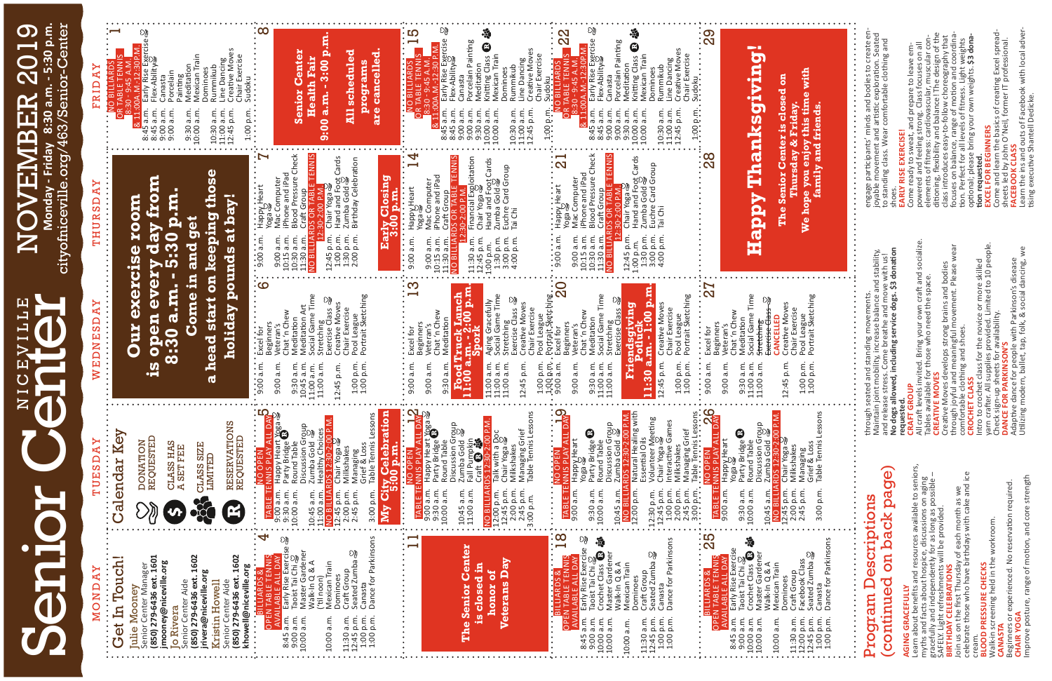# Niceville Senior Center

## NOVEMBER 2019

Monday - Friday 8:30 a.m. - 5:30 p.m.

cityofniceville.org/463/Senior-Center

### Get In Touch!

Julie Mooney
Senior Center Manager
**(850) 279-6436 ext. 1601**
**jmooney@niceville.org**

Jo Rivera
Senior Center Aide
**(850) 279-6436 ext. 1602**
**jrivera@niceville.org**

Kristin Howell
Senior Center Aide
**(850) 279-6436 ext. 1602**
**khowell@niceville.org**

### Calendar Key

- DONATION REQUESTED
- $ CLASS HAS A SET FEE
- CLASS SIZE LIMITED
- R RESERVATIONS REQUESTED

**Our exercise room is open every day from 8:30 a.m. - 5:30 p.m. Come in and get a head start on keeping those holiday pounds at bay!**

## FRIDAY 1

NO BILLIARDS OR TABLE TENNIS 8:30 - 9:45 A.M. & 11:00A.M.-12:30P.M

| Time | Activity |
|---|---|
| 8:45 a.m. | Early Rise Exercise |
| 8:45 a.m. | Flex-Ability |
| 9:00 a.m. | Canasta |
| 9:00 a.m. | Porcelain Painting |
| 9:30 a.m. | Meditation |
| 10:00 a.m. | Mexican Train Dominoes |
| 10:30 a.m. | Rummikub |
| 11:00 a.m. | Line Dancing |
| 12:45 p.m. | Creative Moves |
| | Chair Exercise |
| 1:00 p.m. | Sudoku |

## MONDAY 4

BILLIARDS & OPEN TABLE TENNIS AVAILABLE ALL DAY

| Time | Activity |
|---|---|
| 8:45 a.m. | Early Rise Exercise |
| 9:00 a.m. | Taoist Tai Chi |
| 10:00 a.m. | Master Gardener Walk-In Q & A ('til noon) |
| 10:00 a.m. | Mexican Train Dominoes |
| 11:30 a.m. | Craft Group |
| 12:45 p.m. | Seated Zumba |
| 1:00 p.m. | Canasta |
| 1:00 p.m. | Dance for Parkinsons |

## TUESDAY 5

NO OPEN TABLE TENNIS PLAY ALL DAY

| Time | Activity |
|---|---|
| 9:00 a.m. | Happy Heart Yoga |
| 9:30 a.m. | Party Bridge |
| 10:00 a.m. | Round Table Discussion Group |
| 10:45 a.m. | Zumba Gold |
| 11:00 a.m. | Healthy Choices |
| | NO BILLIARDS 12:30-2:00 P.M. |
| 12:45 p.m. | Chair Yoga |
| 2:00 p.m. | Milkshakes |
| 2:45 p.m. | Managing Grief & Loss |
| 3:00 p.m. | Table Tennis Lessons |

**My City Celebration 5:00 p.m.**

## WEDNESDAY 6

| Time | Activity |
|---|---|
| 9:00 a.m. | Excel for Beginners |
| 9:00 a.m. | Veteran's Chat 'n Chew |
| 9:30 a.m. | Blood Pressure Check |
| 10:45 a.m. | Meditation Art |
| 11:00 a.m. | Social Game Time |
| 11:00 a.m. | Stretching |
| 11:00 a.m. | Exercise Class |
| 12:45 p.m. | Creative Moves |
| | Chair Exercise |
| 1:00 p.m. | Pool League |
| 1:00 p.m. | Portrait Sketching |

## THURSDAY 7

| Time | Activity |
|---|---|
| 9:00 a.m. | Happy Heart Yoga |
| 9:00 a.m. | Mac Computer |
| 10:15 a.m. | iPhone and iPad |
| 10:30 a.m. | Blood Pressure Check |
| 11:30 a.m. | Craft Group |
| | NO BILLIARDS OR TABLE TENNIS 12:30-2:00 P.M. |
| 12:45 p.m. | Chair Yoga |
| 1:00 p.m. | Hand and Foot Cards |
| 1:30 p.m. | Zumba Gold |
| 2:00 p.m. | Birthday Celebration |

## FRIDAY 8

**Senior Center Health Fair 9:00 a.m. - 3:00 p.m.**

**All scheduled programs are cancelled.**

## MONDAY 11

**The Senior Center is closed in honor of Veterans Day**

## TUESDAY 12

NO OPEN TABLE TENNIS PLAY ALL DAY

| Time | Activity |
|---|---|
| 9:00 a.m. | Happy Heart Yoga |
| 9:30 a.m. | Party Bridge |
| 10:00 a.m. | Round Table Discussion Group |
| 10:45 a.m. | Zumba Gold |
| 11:00 a.m. | Fall Pumpkin Craft |
| | NO BILLIARDS 12:30-2:00 P.M. |
| 12:00 p.m. | Talk with a Doc |
| 12:45 p.m. | Chair Yoga |
| 2:00 p.m. | Milkshakes |
| 2:45 p.m. | Managing Grief & Loss |
| 3:00 p.m. | Table Tennis Lessons |

## WEDNESDAY 13

| Time | Activity |
|---|---|
| 9:00 a.m. | Excel for Beginners |
| 9:00 a.m. | Veteran's Chat 'n Chew |
| 9:30 a.m. | Meditation |

**Food Truck Lunch 11:00 a.m. - 2:00 p.m. Spork**

| Time | Activity |
|---|---|
| 11:00 a.m. | Aging Gracefully |
| 11:00 a.m. | Social Game Time |
| 11:00 a.m. | Stretching |
| 11:00 a.m. | Exercise Class |
| 12:45 p.m. | Creative Moves |
| | Chair Exercise |
| 1:00 p.m. | Pool League |
| 1:00 p.m. | Portrait Sketching |

## THURSDAY 14

| Time | Activity |
|---|---|
| 9:00 a.m. | Happy Heart Yoga |
| 9:00 a.m. | Mac Computer |
| 10:15 a.m. | iPhone and iPad |
| 11:30 a.m. | Craft Group |
| | NO BILLIARDS OR TABLE TENNIS 12:30-2:00 P.M. |
| 11:30 a.m. | Chair Yoga Exploitation |
| 12:45 p.m. | Chair Yoga |
| 1:00 p.m. | Hand and Foot Cards |
| 1:30 p.m. | Zumba Gold |
| 3:00 p.m. | Euchre Card Group |
| 4:00 p.m. | Tai Chi |

**Early Closing 3:00 p.m.**

## FRIDAY 15

NO BILLIARDS OR TABLE TENNIS 8:30 - 9:45 A.M. & 11:00A.M.-12:30P.M

| Time | Activity |
|---|---|
| 8:45 a.m. | Early Rise Exercise |
| 8:45 a.m. | Flex-Ability |
| 9:00 a.m. | Canasta |
| 9:00 a.m. | Porcelain Painting |
| 9:30 a.m. | Meditation |
| 10:00 a.m. | Knitting Class |
| 10:00 a.m. | Mexican Train Dominoes |
| 10:30 a.m. | Rummikub |
| 11:00 a.m. | Line Dancing |
| 12:45 p.m. | Creative Moves |
| | Chair Exercise |
| 1:00 p.m. | Sudoku |

## MONDAY 18

BILLIARDS & OPEN TABLE TENNIS AVAILABLE ALL DAY

| Time | Activity |
|---|---|
| 8:45 a.m. | Early Rise Exercise |
| 9:00 a.m. | Taoist Tai Chi |
| 10:00 a.m. | Crochet Class |
| 10:00 a.m. | Master Gardener Walk-In Q & A |
| 10:00 a.m. | Mexican Train Dominoes |
| 11:30 a.m. | Craft Group |
| 12:45 p.m. | Seated Zumba |
| 1:00 p.m. | Canasta |
| 1:00 p.m. | Dance for Parkinsons |

## TUESDAY 19

NO OPEN TABLE TENNIS PLAY ALL DAY

| Time | Activity |
|---|---|
| 9:00 a.m. | Happy Heart Yoga |
| 9:30 a.m. | Party Bridge |
| 10:00 a.m. | Round Table Discussion Group |
| 10:45 a.m. | Zumba Gold |
| | NO BILLIARDS 12:30-2:00 P.M. |
| 12:00 p.m. | Natural Healing with Essential Oils |
| 12:30 p.m. | Volunteer Meeting |
| 12:45 p.m. | Chair Yoga |
| 1:00 p.m. | Interactive Games |
| 2:00 p.m. | Milkshakes |
| 2:45 p.m. | Managing Grief & Loss |
| 3:00 p.m. | Table Tennis Lessons |

## WEDNESDAY 20

| Time | Activity |
|---|---|
| 9:00 a.m. | Excel for Beginners |
| 9:00 a.m. | Veteran's Chat 'n Chew |
| 9:30 a.m. | Meditation |
| 11:00 a.m. | Social Game Time |
| 11:00 a.m. | Stretching |
| | Exercise Class |

**Friendsgiving Potluck 11:30 a.m. - 1:00 p.m.**

| Time | Activity |
|---|---|
| 12:45 p.m. | Creative Moves |
| | Chair Exercise |
| 1:00 p.m. | Pool League |
| 1:00 p.m. | Portrait Sketching |

## THURSDAY 21

| Time | Activity |
|---|---|
| 9:00 a.m. | Happy Heart Yoga |
| 9:00 a.m. | Mac Computer |
| 10:15 a.m. | iPhone and iPad |
| 10:30 a.m. | Blood Pressure Check |
| 11:30 a.m. | Craft Group |
| | NO BILLIARDS OR TABLE TENNIS 12:30-2:00 P.M. |
| 12:45 p.m. | Chair Yoga |
| 1:00 p.m. | Hand and Foot Cards |
| 1:30 p.m. | Zumba Gold |
| 3:00 p.m. | Euchre Card Group |
| 4:00 p.m. | Tai Chi |

## FRIDAY 22

NO BILLIARDS OR TABLE TENNIS 8:30 - 9:45 A.M. & 11:00A.M.-12:30P.M

| Time | Activity |
|---|---|
| 8:45 a.m. | Early Rise Exercise |
| 8:45 a.m. | Flex-Ability |
| 9:00 a.m. | Canasta |
| 9:00 a.m. | Porcelain Painting |
| 9:30 a.m. | Meditation |
| 10:00 a.m. | Knitting Class |
| 10:00 a.m. | Mexican Train Dominoes |
| 10:30 a.m. | Rummikub |
| 11:00 a.m. | Line Dancing |
| 12:45 p.m. | Creative Moves |
| | Chair Exercise |
| 1:00 p.m. | Sudoku |

## MONDAY 25

BILLIARDS & OPEN TABLE TENNIS AVAILABLE ALL DAY

| Time | Activity |
|---|---|
| 8:45 a.m. | Early Rise Exercise |
| 9:00 a.m. | Taoist Tai Chi |
| 10:00 a.m. | Crochet Class |
| 10:00 a.m. | Master Gardener Walk-In Q & A |
| 10:00 a.m. | Mexican Train Dominoes |
| 11:30 a.m. | Craft Group |
| 12:00 p.m. | Facebook Class |
| 12:45 p.m. | Seated Zumba |
| 1:00 p.m. | Canasta |
| 1:00 p.m. | Dance for Parkinsons |

## TUESDAY 26

NO OPEN TABLE TENNIS PLAY ALL DAY

| Time | Activity |
|---|---|
| 9:00 a.m. | Happy Heart Yoga |
| 9:30 a.m. | Party Bridge |
| 10:00 a.m. | Round Table Discussion Group |
| 10:45 a.m. | Zumba Gold |
| | NO BILLIARDS 12:30-2:00 P.M. |
| 12:45 p.m. | Chair Yoga |
| 2:00 p.m. | Milkshakes |
| 2:45 p.m. | Managing Grief & Loss |
| 3:00 p.m. | Table Tennis Lessons |

## WEDNESDAY 27

| Time | Activity |
|---|---|
| 9:00 a.m. | Excel for Beginners |
| 9:00 a.m. | Veteran's Chat 'n Chew |
| 9:30 a.m. | Meditation |
| 11:00 a.m. | Social Game Time |
| 11:00 a.m. | Stretching |
| | ~~Exercise Class~~ CANCELLED |
| 12:45 p.m. | Creative Moves |
| | Chair Exercise |
| 1:00 p.m. | Pool League |
| 1:00 p.m. | Portrait Sketching |

## THURSDAY 28 / FRIDAY 29

**Happy Thanksgiving!**

**The Senior Center is closed on Thursday & Friday. We hope you enjoy this time with family and friends.**

## Program Descriptions (continued on back page)

**AGING GRACEFULLY**
Learn about benefits and resources available to seniors, myths and facts about hospice, discussions on aging gracefully and independently for as long as possible – SAFELY. Light refreshments will be provided.

**BIRTHDAY CELEBRATIONS**
Join us the first Thursday of each month as we celebrate those who have birthdays with cake and ice cream.

**BLOOD PRESSURE CHECKS**
Walk-in screening held in the workroom.

**CANASTA**
Beginners or experienced. No reservation required.

**CHAIR YOGA**
Improve posture, range of motion, and core strength through seated and standing movements. Maintain joint mobility, increase balance and stability, and release stress. Come breathe and move with us! **No dogs allowed, including service dogs. $3 donation requested.**

**CRAFT GROUP**
All craft levels invited. Bring your own craft and socialize. Tables available for those who need the space.

**CREATIVE MOVES**
Creative Moves develops strong brains and bodies through joyful and meaningful movement. Please wear comfortable clothing and shoes.

**CROCHET CLASS**
Intro to crochet class for the novice or more skilled yarn crafter. All supplies provided. Limited to 10 people. Check sign-up sheets for availability.

**DANCE FOR PARKINSON'S**
Adaptive dance for people with Parkinson's disease. Utilizing modern, ballet, tap, folk, & social dancing, we engage participants' minds and bodies to create enjoyable movement and artistic exploration. Seated to standing class. Wear comfortable clothing and shoes.

**EARLY RISE EXERCISE!**
Come ready to sweat, and prepare to leave empowered and feeling strong. Class focuses on all elements of fitness: cardiovascular, muscular conditioning, flexibility and balance! The design of the class introduces easy-to-follow choreography that focuses on balance, range of motion and coordination. Perfect for all levels of fitness. Light weights optional; please bring your own weights. **$3 donation requested.**

**EXCEL FOR BEGINNERS**
Come and learn the basics of creating Excel spreadsheets led by John O'Neil, former IT professional.

**FACEBOOK CLASS**
Learn the ins and outs of Facebook with local advertising executive Shantell Dedicke.